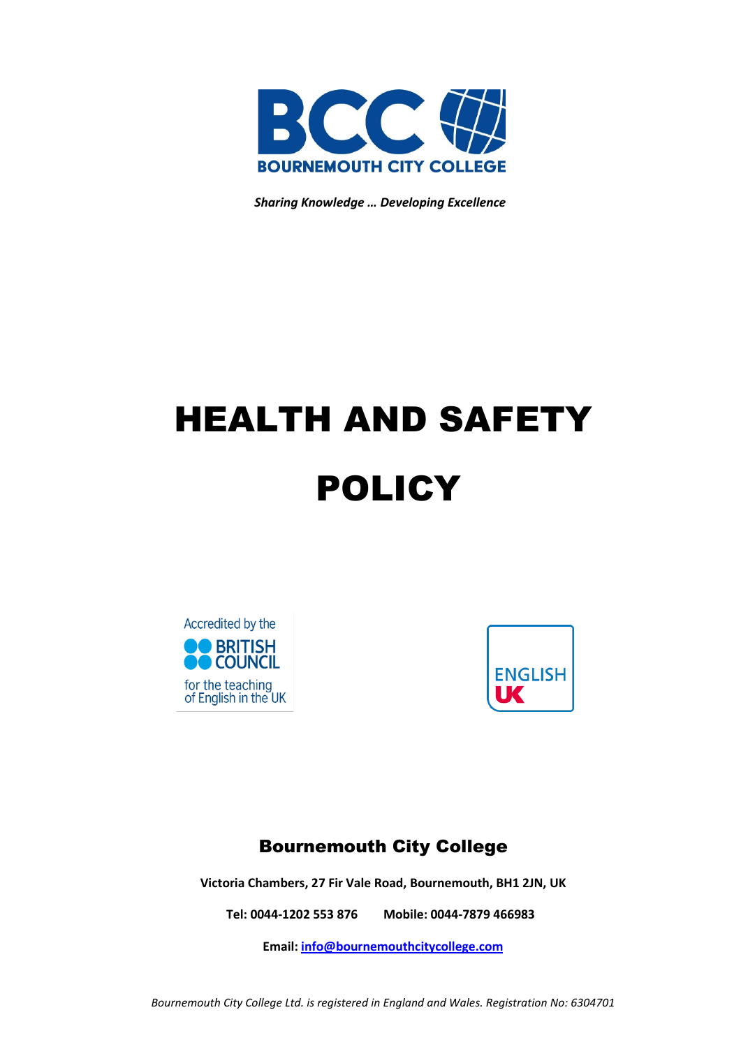BCC

BOURNEMOUTH CITY COLLEGE

***Sharing Knowledge … Developing Excellence***

# HEALTH AND SAFETY POLICY

Accredited by the BRITISH COUNCIL for the teaching of English in the UK

ENGLISH UK

## Bournemouth City College

**Victoria Chambers, 27 Fir Vale Road, Bournemouth, BH1 2JN, UK**

**Tel: 0044-1202 553 876 Mobile: 0044-7879 466983**

**Email: info@bournemouthcitycollege.com**

*Bournemouth City College Ltd. is registered in England and Wales. Registration No: 6304701*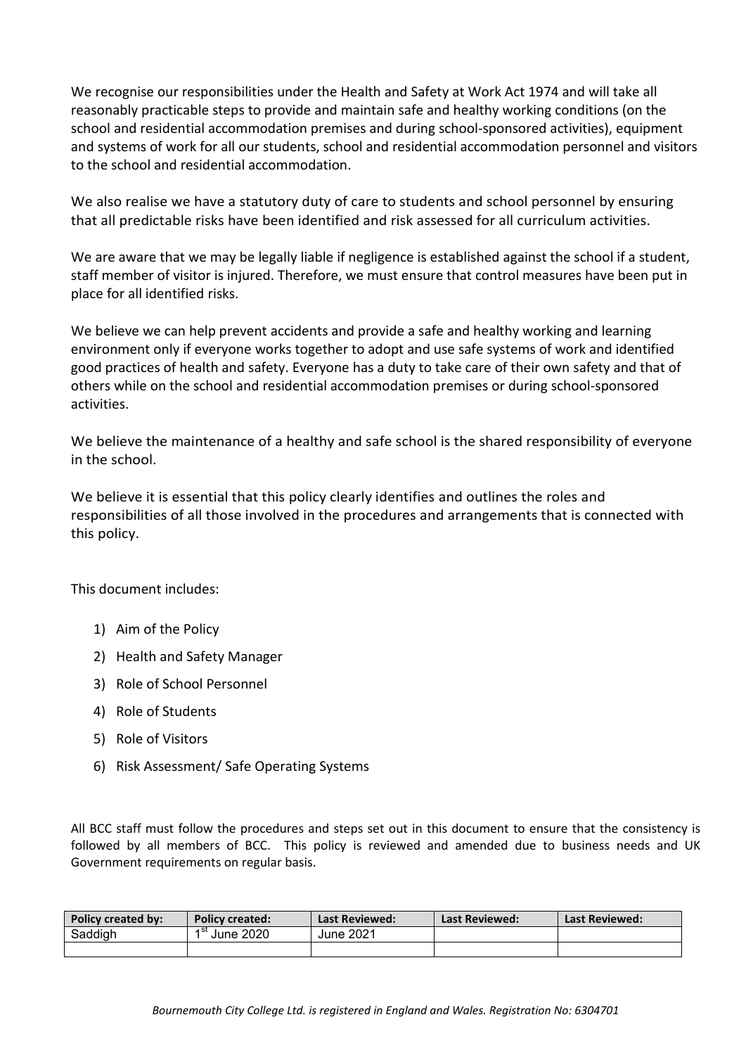We recognise our responsibilities under the Health and Safety at Work Act 1974 and will take all reasonably practicable steps to provide and maintain safe and healthy working conditions (on the school and residential accommodation premises and during school-sponsored activities), equipment and systems of work for all our students, school and residential accommodation personnel and visitors to the school and residential accommodation.

We also realise we have a statutory duty of care to students and school personnel by ensuring that all predictable risks have been identified and risk assessed for all curriculum activities.

We are aware that we may be legally liable if negligence is established against the school if a student, staff member of visitor is injured. Therefore, we must ensure that control measures have been put in place for all identified risks.

We believe we can help prevent accidents and provide a safe and healthy working and learning environment only if everyone works together to adopt and use safe systems of work and identified good practices of health and safety. Everyone has a duty to take care of their own safety and that of others while on the school and residential accommodation premises or during school-sponsored activities.

We believe the maintenance of a healthy and safe school is the shared responsibility of everyone in the school.

We believe it is essential that this policy clearly identifies and outlines the roles and responsibilities of all those involved in the procedures and arrangements that is connected with this policy.

This document includes:

1) Aim of the Policy
2) Health and Safety Manager
3) Role of School Personnel
4) Role of Students
5) Role of Visitors
6) Risk Assessment/ Safe Operating Systems

All BCC staff must follow the procedures and steps set out in this document to ensure that the consistency is followed by all members of BCC. This policy is reviewed and amended due to business needs and UK Government requirements on regular basis.

| Policy created by: | Policy created: | Last Reviewed: | Last Reviewed: | Last Reviewed: |
|---|---|---|---|---|
| Saddigh | 1st June 2020 | June 2021 | | |
| | | | | |

*Bournemouth City College Ltd. is registered in England and Wales. Registration No: 6304701*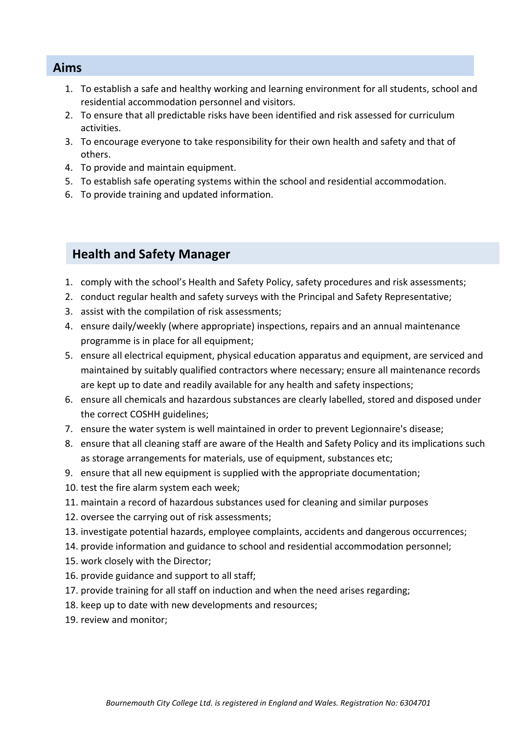## Aims

1. To establish a safe and healthy working and learning environment for all students, school and residential accommodation personnel and visitors.
2. To ensure that all predictable risks have been identified and risk assessed for curriculum activities.
3. To encourage everyone to take responsibility for their own health and safety and that of others.
4. To provide and maintain equipment.
5. To establish safe operating systems within the school and residential accommodation.
6. To provide training and updated information.

## Health and Safety Manager

1. comply with the school's Health and Safety Policy, safety procedures and risk assessments;
2. conduct regular health and safety surveys with the Principal and Safety Representative;
3. assist with the compilation of risk assessments;
4. ensure daily/weekly (where appropriate) inspections, repairs and an annual maintenance programme is in place for all equipment;
5. ensure all electrical equipment, physical education apparatus and equipment, are serviced and maintained by suitably qualified contractors where necessary; ensure all maintenance records are kept up to date and readily available for any health and safety inspections;
6. ensure all chemicals and hazardous substances are clearly labelled, stored and disposed under the correct COSHH guidelines;
7. ensure the water system is well maintained in order to prevent Legionnaire's disease;
8. ensure that all cleaning staff are aware of the Health and Safety Policy and its implications such as storage arrangements for materials, use of equipment, substances etc;
9. ensure that all new equipment is supplied with the appropriate documentation;
10. test the fire alarm system each week;
11. maintain a record of hazardous substances used for cleaning and similar purposes
12. oversee the carrying out of risk assessments;
13. investigate potential hazards, employee complaints, accidents and dangerous occurrences;
14. provide information and guidance to school and residential accommodation personnel;
15. work closely with the Director;
16. provide guidance and support to all staff;
17. provide training for all staff on induction and when the need arises regarding;
18. keep up to date with new developments and resources;
19. review and monitor;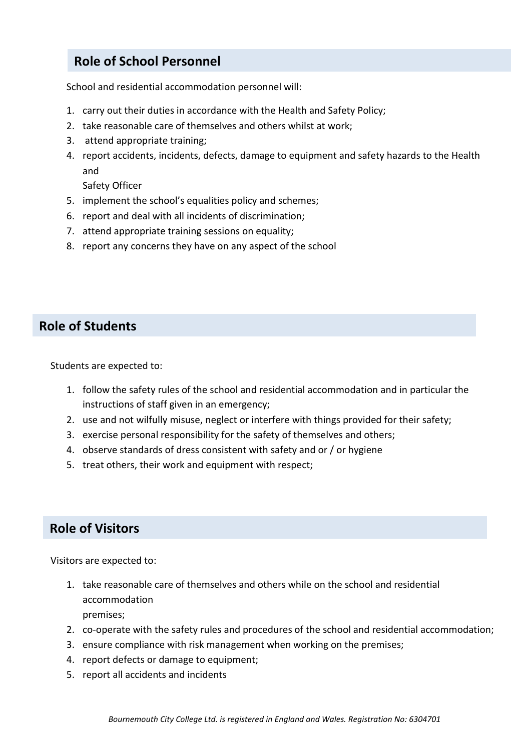## Role of School Personnel

School and residential accommodation personnel will:

1. carry out their duties in accordance with the Health and Safety Policy;
2. take reasonable care of themselves and others whilst at work;
3. attend appropriate training;
4. report accidents, incidents, defects, damage to equipment and safety hazards to the Health and Safety Officer
5. implement the school's equalities policy and schemes;
6. report and deal with all incidents of discrimination;
7. attend appropriate training sessions on equality;
8. report any concerns they have on any aspect of the school

## Role of Students

Students are expected to:

1. follow the safety rules of the school and residential accommodation and in particular the instructions of staff given in an emergency;
2. use and not wilfully misuse, neglect or interfere with things provided for their safety;
3. exercise personal responsibility for the safety of themselves and others;
4. observe standards of dress consistent with safety and or / or hygiene
5. treat others, their work and equipment with respect;

## Role of Visitors

Visitors are expected to:

1. take reasonable care of themselves and others while on the school and residential accommodation premises;
2. co-operate with the safety rules and procedures of the school and residential accommodation;
3. ensure compliance with risk management when working on the premises;
4. report defects or damage to equipment;
5. report all accidents and incidents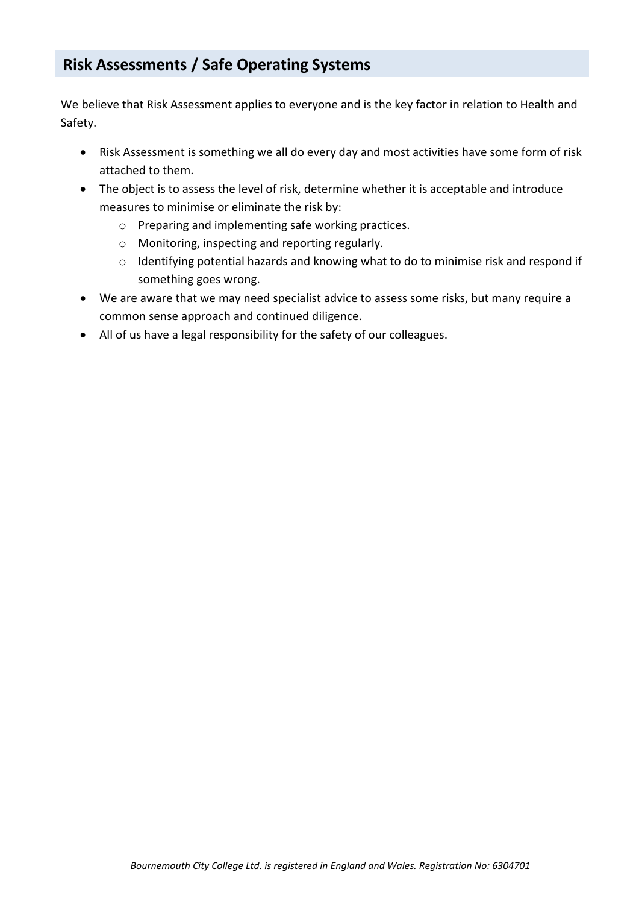## Risk Assessments / Safe Operating Systems

We believe that Risk Assessment applies to everyone and is the key factor in relation to Health and Safety.

- Risk Assessment is something we all do every day and most activities have some form of risk attached to them.
- The object is to assess the level of risk, determine whether it is acceptable and introduce measures to minimise or eliminate the risk by:
  - Preparing and implementing safe working practices.
  - Monitoring, inspecting and reporting regularly.
  - Identifying potential hazards and knowing what to do to minimise risk and respond if something goes wrong.
- We are aware that we may need specialist advice to assess some risks, but many require a common sense approach and continued diligence.
- All of us have a legal responsibility for the safety of our colleagues.